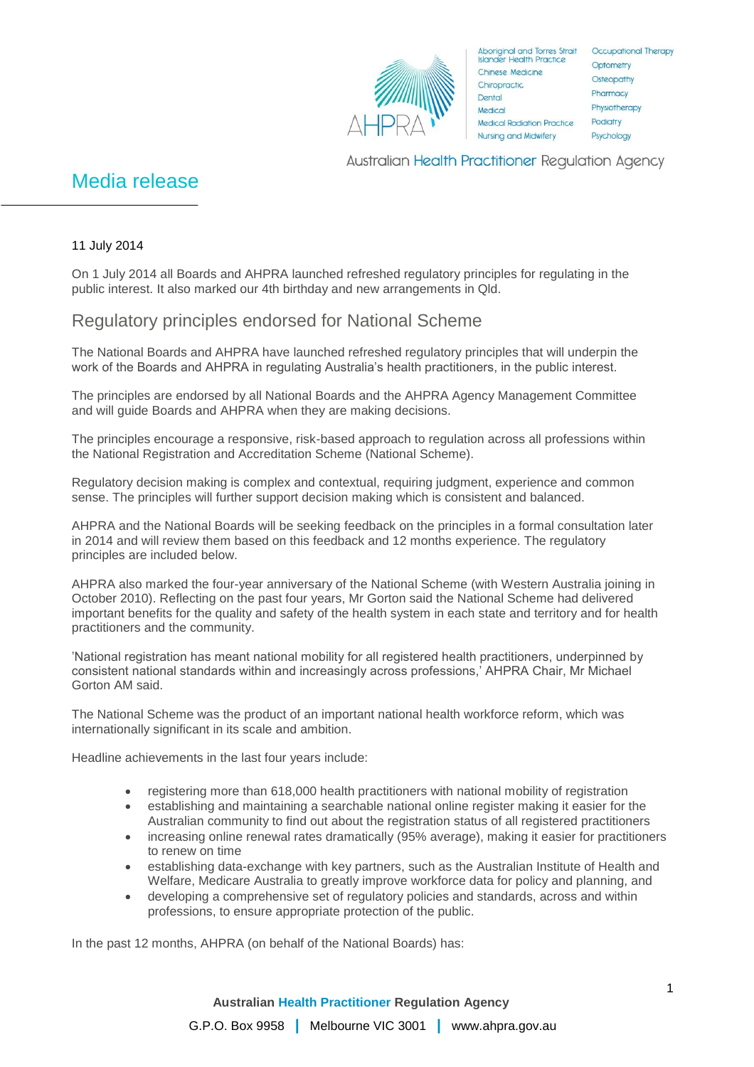Australian Health Practitioner Regulation Agency

Aboriginal and Torres Strait Islander Health Practice
Chinese Medicine
Chiropractic
Dental
Medical
Medical Radiation Practice
Nursing and Midwifery
Occupational Therapy
Optometry
Osteopathy
Pharmacy
Physiotherapy
Podiatry
Psychology

# Media release

11 July 2014

On 1 July 2014 all Boards and AHPRA launched refreshed regulatory principles for regulating in the public interest. It also marked our 4th birthday and new arrangements in Qld.

## Regulatory principles endorsed for National Scheme

The National Boards and AHPRA have launched refreshed regulatory principles that will underpin the work of the Boards and AHPRA in regulating Australia's health practitioners, in the public interest.

The principles are endorsed by all National Boards and the AHPRA Agency Management Committee and will guide Boards and AHPRA when they are making decisions.

The principles encourage a responsive, risk-based approach to regulation across all professions within the National Registration and Accreditation Scheme (National Scheme).

Regulatory decision making is complex and contextual, requiring judgment, experience and common sense. The principles will further support decision making which is consistent and balanced.

AHPRA and the National Boards will be seeking feedback on the principles in a formal consultation later in 2014 and will review them based on this feedback and 12 months experience. The regulatory principles are included below.

AHPRA also marked the four-year anniversary of the National Scheme (with Western Australia joining in October 2010). Reflecting on the past four years, Mr Gorton said the National Scheme had delivered important benefits for the quality and safety of the health system in each state and territory and for health practitioners and the community.

'National registration has meant national mobility for all registered health practitioners, underpinned by consistent national standards within and increasingly across professions,' AHPRA Chair, Mr Michael Gorton AM said.

The National Scheme was the product of an important national health workforce reform, which was internationally significant in its scale and ambition.

Headline achievements in the last four years include:

- registering more than 618,000 health practitioners with national mobility of registration
- establishing and maintaining a searchable national online register making it easier for the Australian community to find out about the registration status of all registered practitioners
- increasing online renewal rates dramatically (95% average), making it easier for practitioners to renew on time
- establishing data-exchange with key partners, such as the Australian Institute of Health and Welfare, Medicare Australia to greatly improve workforce data for policy and planning, and
- developing a comprehensive set of regulatory policies and standards, across and within professions, to ensure appropriate protection of the public.

In the past 12 months, AHPRA (on behalf of the National Boards) has: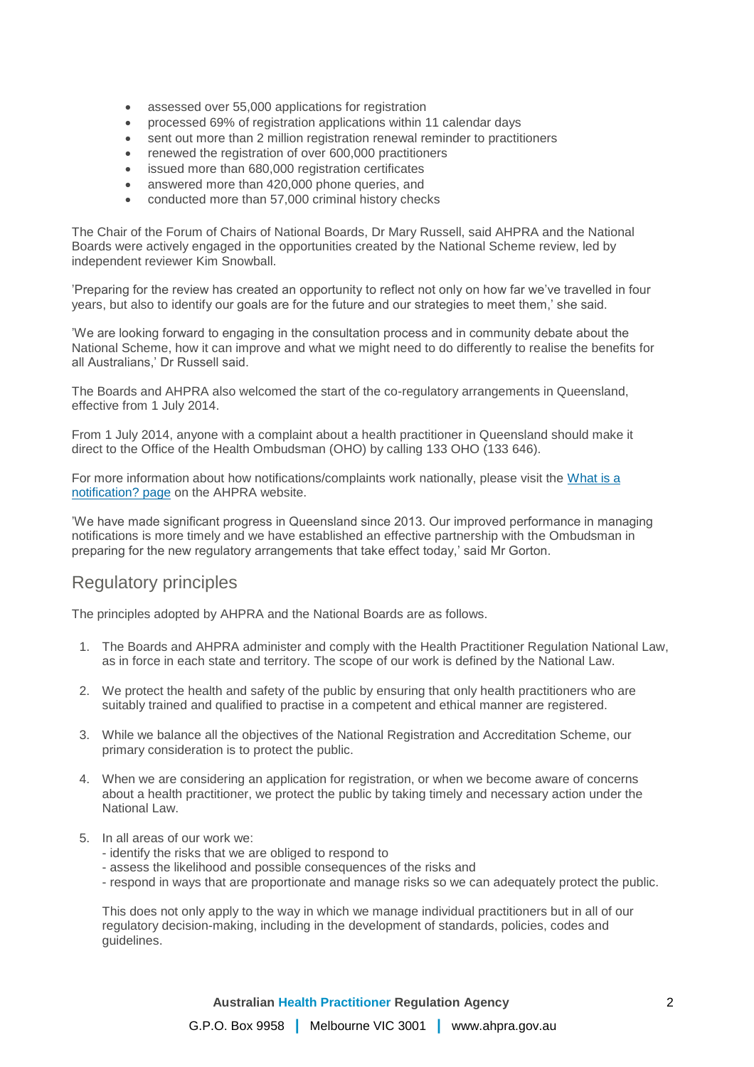- assessed over 55,000 applications for registration
- processed 69% of registration applications within 11 calendar days
- sent out more than 2 million registration renewal reminder to practitioners
- renewed the registration of over 600,000 practitioners
- issued more than 680,000 registration certificates
- answered more than 420,000 phone queries, and
- conducted more than 57,000 criminal history checks

The Chair of the Forum of Chairs of National Boards, Dr Mary Russell, said AHPRA and the National Boards were actively engaged in the opportunities created by the National Scheme review, led by independent reviewer Kim Snowball.

'Preparing for the review has created an opportunity to reflect not only on how far we've travelled in four years, but also to identify our goals are for the future and our strategies to meet them,' she said.

'We are looking forward to engaging in the consultation process and in community debate about the National Scheme, how it can improve and what we might need to do differently to realise the benefits for all Australians,' Dr Russell said.

The Boards and AHPRA also welcomed the start of the co-regulatory arrangements in Queensland, effective from 1 July 2014.

From 1 July 2014, anyone with a complaint about a health practitioner in Queensland should make it direct to the Office of the Health Ombudsman (OHO) by calling 133 OHO (133 646).

For more information about how notifications/complaints work nationally, please visit the [What is a notification? page]() on the AHPRA website.

'We have made significant progress in Queensland since 2013. Our improved performance in managing notifications is more timely and we have established an effective partnership with the Ombudsman in preparing for the new regulatory arrangements that take effect today,' said Mr Gorton.

## Regulatory principles

The principles adopted by AHPRA and the National Boards are as follows.

1. The Boards and AHPRA administer and comply with the Health Practitioner Regulation National Law, as in force in each state and territory. The scope of our work is defined by the National Law.

2. We protect the health and safety of the public by ensuring that only health practitioners who are suitably trained and qualified to practise in a competent and ethical manner are registered.

3. While we balance all the objectives of the National Registration and Accreditation Scheme, our primary consideration is to protect the public.

4. When we are considering an application for registration, or when we become aware of concerns about a health practitioner, we protect the public by taking timely and necessary action under the National Law.

5. In all areas of our work we:
   - identify the risks that we are obliged to respond to
   - assess the likelihood and possible consequences of the risks and
   - respond in ways that are proportionate and manage risks so we can adequately protect the public.

   This does not only apply to the way in which we manage individual practitioners but in all of our regulatory decision-making, including in the development of standards, policies, codes and guidelines.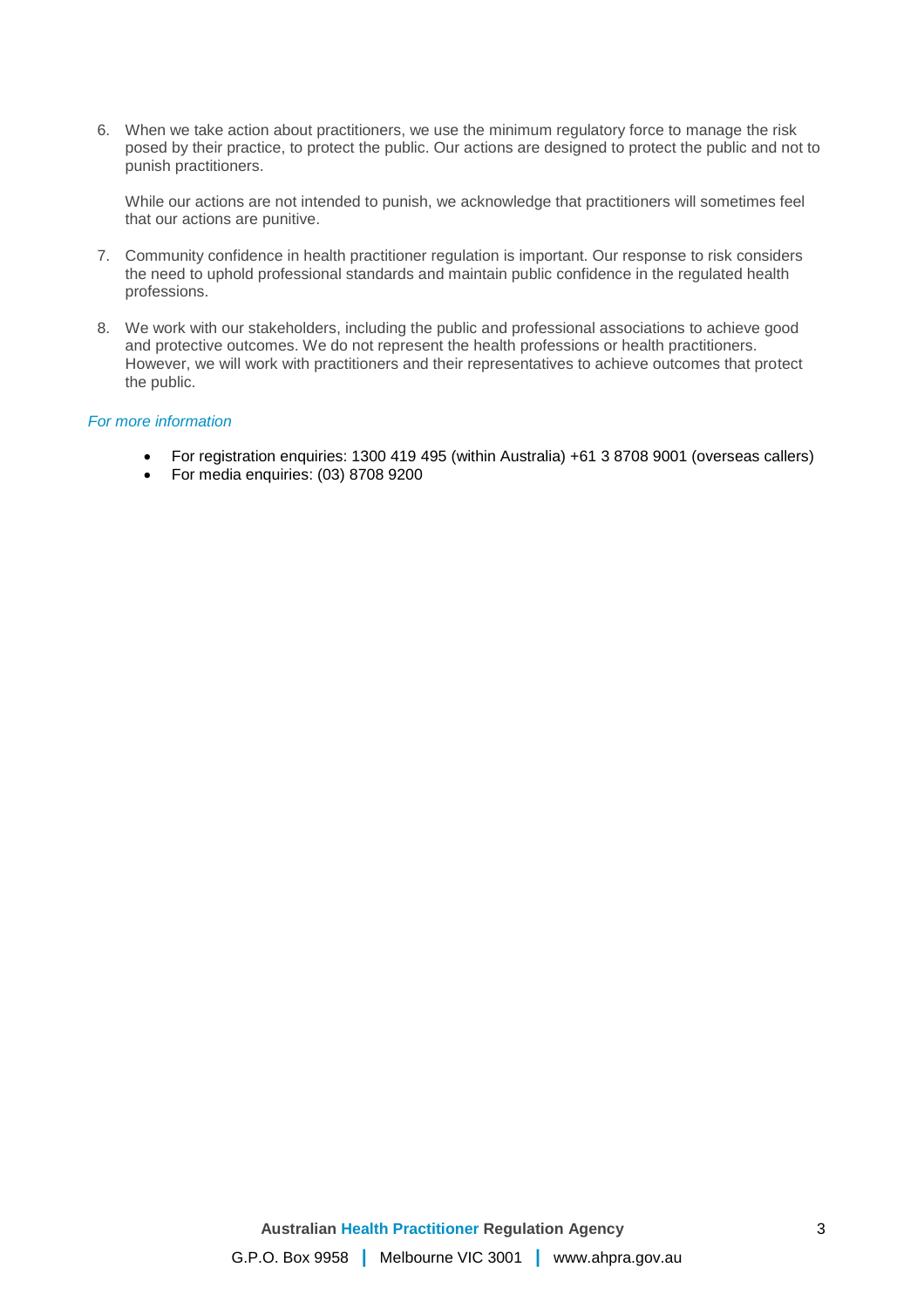6. When we take action about practitioners, we use the minimum regulatory force to manage the risk posed by their practice, to protect the public. Our actions are designed to protect the public and not to punish practitioners.

   While our actions are not intended to punish, we acknowledge that practitioners will sometimes feel that our actions are punitive.

7. Community confidence in health practitioner regulation is important. Our response to risk considers the need to uphold professional standards and maintain public confidence in the regulated health professions.

8. We work with our stakeholders, including the public and professional associations to achieve good and protective outcomes. We do not represent the health professions or health practitioners. However, we will work with practitioners and their representatives to achieve outcomes that protect the public.

*For more information*

- For registration enquiries: 1300 419 495 (within Australia) +61 3 8708 9001 (overseas callers)
- For media enquiries: (03) 8708 9200